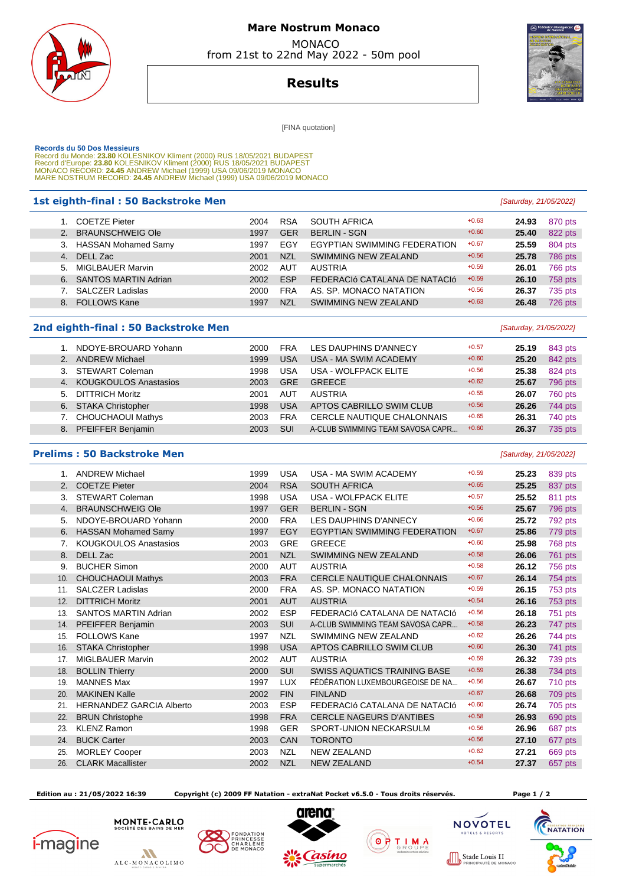# Mare Nostrum Monaco

MONACO
from 21st to 22nd May 2022 - 50m pool

## Results

[FINA quotation]

**Records du 50 Dos Messieurs**
Record du Monde: **23.80** KOLESNIKOV Kliment (2000) RUS 18/05/2021 BUDAPEST
Record d'Europe: **23.80** KOLESNIKOV Kliment (2000) RUS 18/05/2021 BUDAPEST
MONACO RECORD: **24.45** ANDREW Michael (1999) USA 09/06/2019 MONACO
MARE NOSTRUM RECORD: **24.45** ANDREW Michael (1999) USA 09/06/2019 MONACO

### 1st eighth-final : 50 Backstroke Men

*[Saturday, 21/05/2022]*

| | Name | Year | Nat | Club | RT | Time | Points |
|---|---|---|---|---|---|---|---|
| 1. | COETZE Pieter | 2004 | RSA | SOUTH AFRICA | +0.63 | **24.93** | 870 pts |
| 2. | BRAUNSCHWEIG Ole | 1997 | GER | BERLIN - SGN | +0.60 | **25.40** | 822 pts |
| 3. | HASSAN Mohamed Samy | 1997 | EGY | EGYPTIAN SWIMMING FEDERATION | +0.67 | **25.59** | 804 pts |
| 4. | DELL Zac | 2001 | NZL | SWIMMING NEW ZEALAND | +0.56 | **25.78** | 786 pts |
| 5. | MIGLBAUER Marvin | 2002 | AUT | AUSTRIA | +0.59 | **26.01** | 766 pts |
| 6. | SANTOS MARTIN Adrian | 2002 | ESP | FEDERACIó CATALANA DE NATACIÓ | +0.59 | **26.10** | 758 pts |
| 7. | SALCZER Ladislas | 2000 | FRA | AS. SP. MONACO NATATION | +0.56 | **26.37** | 735 pts |
| 8. | FOLLOWS Kane | 1997 | NZL | SWIMMING NEW ZEALAND | +0.63 | **26.48** | 726 pts |

### 2nd eighth-final : 50 Backstroke Men

*[Saturday, 21/05/2022]*

| | Name | Year | Nat | Club | RT | Time | Points |
|---|---|---|---|---|---|---|---|
| 1. | NDOYE-BROUARD Yohann | 2000 | FRA | LES DAUPHINS D'ANNECY | +0.57 | **25.19** | 843 pts |
| 2. | ANDREW Michael | 1999 | USA | USA - MA SWIM ACADEMY | +0.60 | **25.20** | 842 pts |
| 3. | STEWART Coleman | 1998 | USA | USA - WOLFPACK ELITE | +0.56 | **25.38** | 824 pts |
| 4. | KOUGKOULOS Anastasios | 2003 | GRE | GREECE | +0.62 | **25.67** | 796 pts |
| 5. | DITTRICH Moritz | 2001 | AUT | AUSTRIA | +0.55 | **26.07** | 760 pts |
| 6. | STAKA Christopher | 1998 | USA | APTOS CABRILLO SWIM CLUB | +0.56 | **26.26** | 744 pts |
| 7. | CHOUCHAOUI Mathys | 2003 | FRA | CERCLE NAUTIQUE CHALONNAIS | +0.65 | **26.31** | 740 pts |
| 8. | PFEIFFER Benjamin | 2003 | SUI | A-CLUB SWIMMING TEAM SAVOSA CAPR... | +0.60 | **26.37** | 735 pts |

### Prelims : 50 Backstroke Men

*[Saturday, 21/05/2022]*

| | Name | Year | Nat | Club | RT | Time | Points |
|---|---|---|---|---|---|---|---|
| 1. | ANDREW Michael | 1999 | USA | USA - MA SWIM ACADEMY | +0.59 | **25.23** | 839 pts |
| 2. | COETZE Pieter | 2004 | RSA | SOUTH AFRICA | +0.65 | **25.25** | 837 pts |
| 3. | STEWART Coleman | 1998 | USA | USA - WOLFPACK ELITE | +0.57 | **25.52** | 811 pts |
| 4. | BRAUNSCHWEIG Ole | 1997 | GER | BERLIN - SGN | +0.56 | **25.67** | 796 pts |
| 5. | NDOYE-BROUARD Yohann | 2000 | FRA | LES DAUPHINS D'ANNECY | +0.66 | **25.72** | 792 pts |
| 6. | HASSAN Mohamed Samy | 1997 | EGY | EGYPTIAN SWIMMING FEDERATION | +0.67 | **25.86** | 779 pts |
| 7. | KOUGKOULOS Anastasios | 2003 | GRE | GREECE | +0.60 | **25.98** | 768 pts |
| 8. | DELL Zac | 2001 | NZL | SWIMMING NEW ZEALAND | +0.58 | **26.06** | 761 pts |
| 9. | BUCHER Simon | 2000 | AUT | AUSTRIA | +0.58 | **26.12** | 756 pts |
| 10. | CHOUCHAOUI Mathys | 2003 | FRA | CERCLE NAUTIQUE CHALONNAIS | +0.67 | **26.14** | 754 pts |
| 11. | SALCZER Ladislas | 2000 | FRA | AS. SP. MONACO NATATION | +0.59 | **26.15** | 753 pts |
| 12. | DITTRICH Moritz | 2001 | AUT | AUSTRIA | +0.54 | **26.16** | 753 pts |
| 13. | SANTOS MARTIN Adrian | 2002 | ESP | FEDERACIó CATALANA DE NATACIÓ | +0.56 | **26.18** | 751 pts |
| 14. | PFEIFFER Benjamin | 2003 | SUI | A-CLUB SWIMMING TEAM SAVOSA CAPR... | +0.58 | **26.23** | 747 pts |
| 15. | FOLLOWS Kane | 1997 | NZL | SWIMMING NEW ZEALAND | +0.62 | **26.26** | 744 pts |
| 16. | STAKA Christopher | 1998 | USA | APTOS CABRILLO SWIM CLUB | +0.60 | **26.30** | 741 pts |
| 17. | MIGLBAUER Marvin | 2002 | AUT | AUSTRIA | +0.59 | **26.32** | 739 pts |
| 18. | BOLLIN Thierry | 2000 | SUI | SWISS AQUATICS TRAINING BASE | +0.59 | **26.38** | 734 pts |
| 19. | MANNES Max | 1997 | LUX | FÉDÉRATION LUXEMBOURGEOISE DE NA... | +0.56 | **26.67** | 710 pts |
| 20. | MAKINEN Kalle | 2002 | FIN | FINLAND | +0.67 | **26.68** | 709 pts |
| 21. | HERNANDEZ GARCIA Alberto | 2003 | ESP | FEDERACIó CATALANA DE NATACIÓ | +0.60 | **26.74** | 705 pts |
| 22. | BRUN Christophe | 1998 | FRA | CERCLE NAGEURS D'ANTIBES | +0.58 | **26.93** | 690 pts |
| 23. | KLENZ Ramon | 1998 | GER | SPORT-UNION NECKARSULM | +0.56 | **26.96** | 687 pts |
| 24. | BUCK Carter | 2003 | CAN | TORONTO | +0.56 | **27.10** | 677 pts |
| 25. | MORLEY Cooper | 2003 | NZL | NEW ZEALAND | +0.62 | **27.21** | 669 pts |
| 26. | CLARK Macallister | 2002 | NZL | NEW ZEALAND | +0.54 | **27.37** | 657 pts |

**Edition au : 21/05/2022 16:39** **Copyright (c) 2009 FF Natation - extraNat Pocket v6.5.0 - Tous droits réservés.**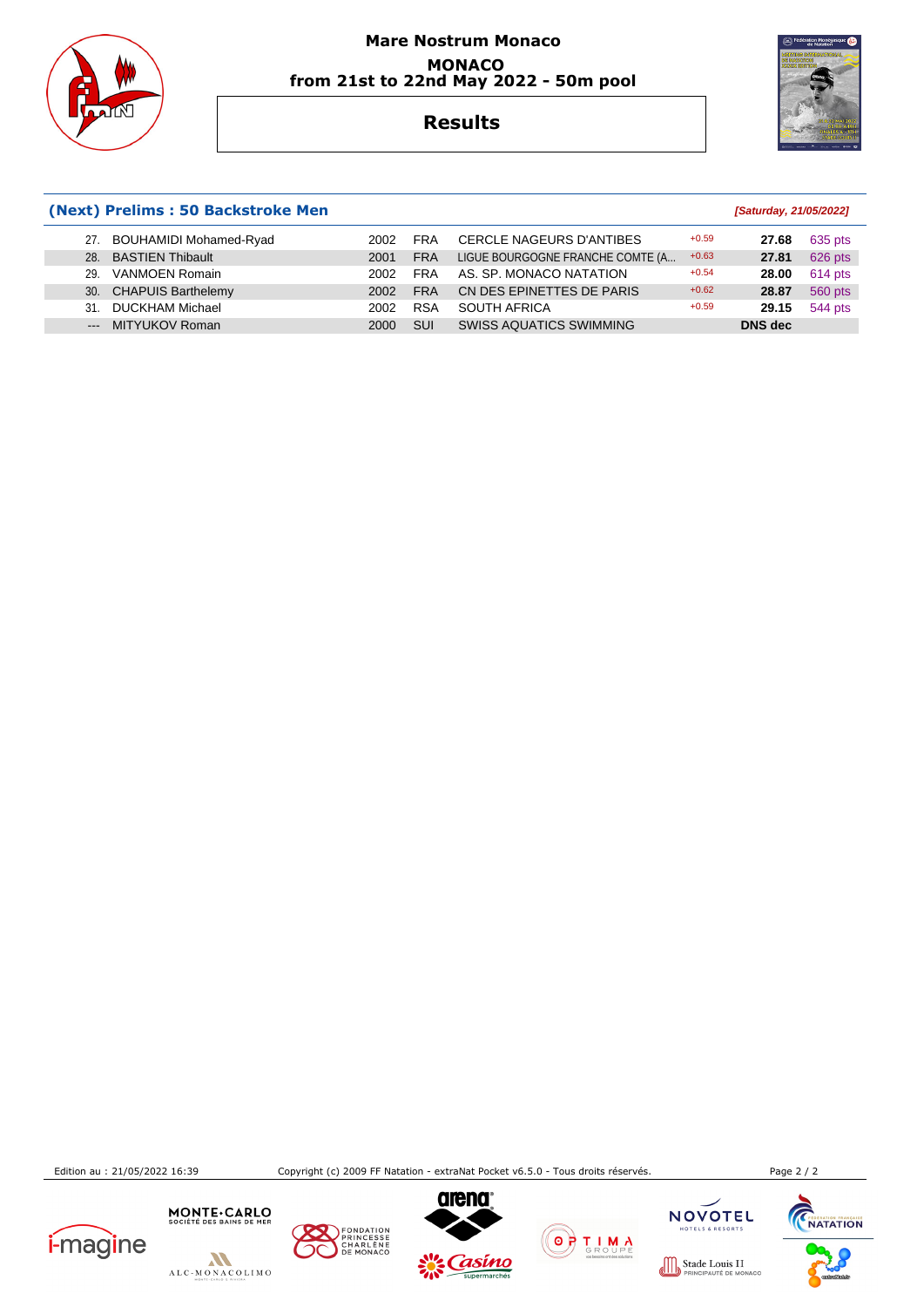**Mare Nostrum Monaco**

**MONACO**
**from 21st to 22nd May 2022 - 50m pool**

## Results

### (Next) Prelims : 50 Backstroke Men

*[Saturday, 21/05/2022]*

| | | | | | | | |
|---|---|---|---|---|---|---|---|
| 27. | BOUHAMIDI Mohamed-Ryad | 2002 | FRA | CERCLE NAGEURS D'ANTIBES | +0.59 | 27.68 | 635 pts |
| 28. | BASTIEN Thibault | 2001 | FRA | LIGUE BOURGOGNE FRANCHE COMTE (A... | +0.63 | 27.81 | 626 pts |
| 29. | VANMOEN Romain | 2002 | FRA | AS. SP. MONACO NATATION | +0.54 | 28.00 | 614 pts |
| 30. | CHAPUIS Barthelemy | 2002 | FRA | CN DES EPINETTES DE PARIS | +0.62 | 28.87 | 560 pts |
| 31. | DUCKHAM Michael | 2002 | RSA | SOUTH AFRICA | +0.59 | 29.15 | 544 pts |
| --- | MITYUKOV Roman | 2000 | SUI | SWISS AQUATICS SWIMMING | | DNS dec | |

Edition au : 21/05/2022 16:39 Copyright (c) 2009 FF Natation - extraNat Pocket v6.5.0 - Tous droits réservés.